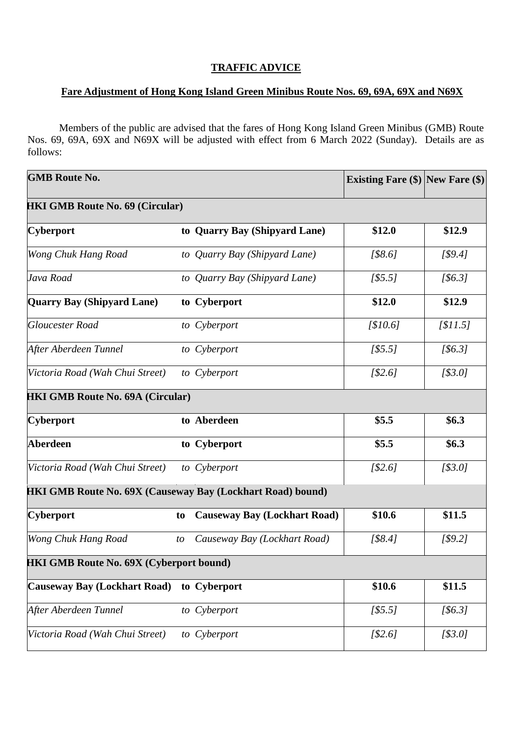**TRAFFIC ADVICE**

**Fare Adjustment of Hong Kong Island Green Minibus Route Nos. 69, 69A, 69X and N69X**

Members of the public are advised that the fares of Hong Kong Island Green Minibus (GMB) Route Nos. 69, 69A, 69X and N69X will be adjusted with effect from 6 March 2022 (Sunday). Details are as follows:

| GMB Route No. | | Existing Fare ($) | New Fare ($) |
|---|---|---|---|
| **HKI GMB Route No. 69 (Circular)** | | | |
| **Cyberport** | **to Quarry Bay (Shipyard Lane)** | **$12.0** | **$12.9** |
| *Wong Chuk Hang Road* | *to Quarry Bay (Shipyard Lane)* | *[$8.6]* | *[$9.4]* |
| *Java Road* | *to Quarry Bay (Shipyard Lane)* | *[$5.5]* | *[$6.3]* |
| **Quarry Bay (Shipyard Lane)** | **to Cyberport** | **$12.0** | **$12.9** |
| *Gloucester Road* | *to Cyberport* | *[$10.6]* | *[$11.5]* |
| *After Aberdeen Tunnel* | *to Cyberport* | *[$5.5]* | *[$6.3]* |
| *Victoria Road (Wah Chui Street)* | *to Cyberport* | *[$2.6]* | *[$3.0]* |
| **HKI GMB Route No. 69A (Circular)** | | | |
| **Cyberport** | **to Aberdeen** | **$5.5** | **$6.3** |
| **Aberdeen** | **to Cyberport** | **$5.5** | **$6.3** |
| *Victoria Road (Wah Chui Street)* | *to Cyberport* | *[$2.6]* | *[$3.0]* |
| **HKI GMB Route No. 69X (Causeway Bay (Lockhart Road) bound)** | | | |
| **Cyberport** | **to Causeway Bay (Lockhart Road)** | **$10.6** | **$11.5** |
| *Wong Chuk Hang Road* | *to Causeway Bay (Lockhart Road)* | *[$8.4]* | *[$9.2]* |
| **HKI GMB Route No. 69X (Cyberport bound)** | | | |
| **Causeway Bay (Lockhart Road)** | **to Cyberport** | **$10.6** | **$11.5** |
| *After Aberdeen Tunnel* | *to Cyberport* | *[$5.5]* | *[$6.3]* |
| *Victoria Road (Wah Chui Street)* | *to Cyberport* | *[$2.6]* | *[$3.0]* |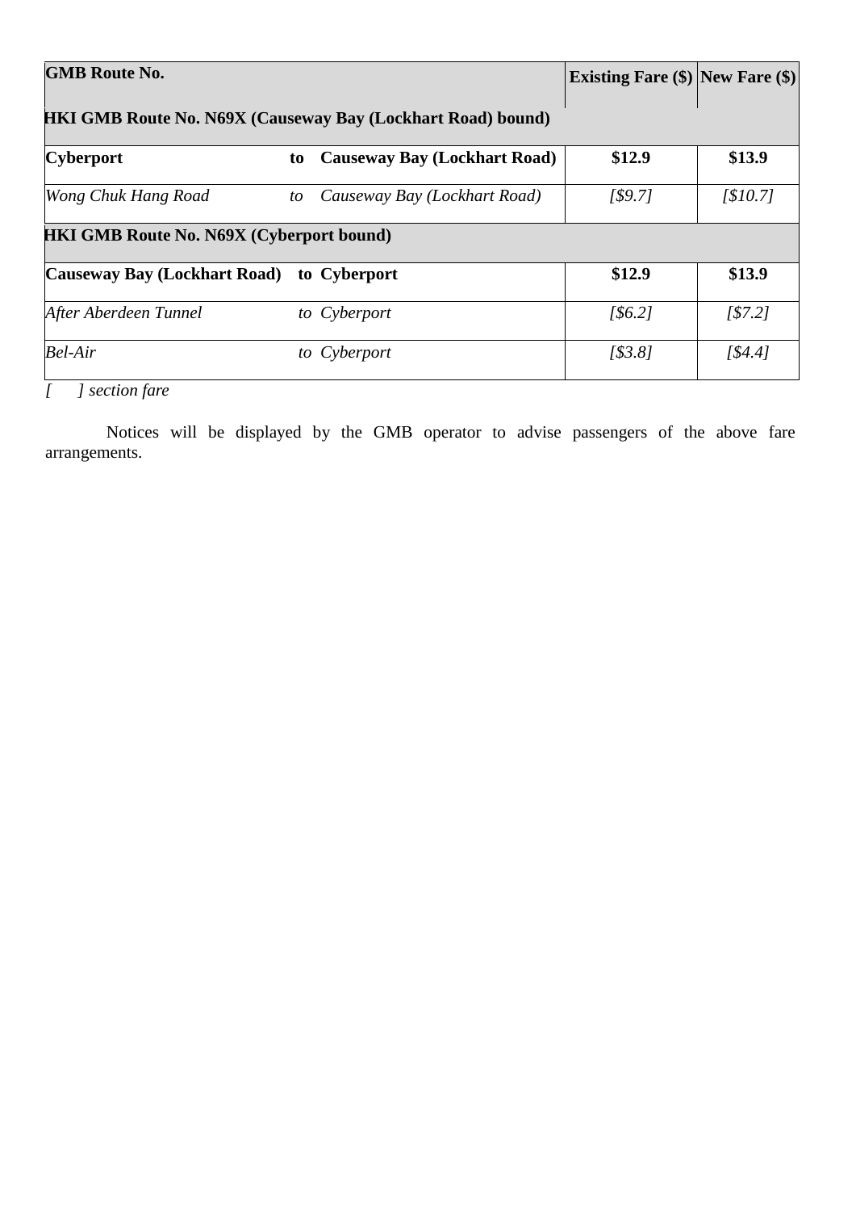| GMB Route No. | | | Existing Fare ($) | New Fare ($) |
|---|---|---|---|---|
| **HKI GMB Route No. N69X (Causeway Bay (Lockhart Road) bound)** | | | | |
| **Cyberport** | **to** | **Causeway Bay (Lockhart Road)** | **$12.9** | **$13.9** |
| *Wong Chuk Hang Road* | *to* | *Causeway Bay (Lockhart Road)* | *[$9.7]* | *[$10.7]* |
| **HKI GMB Route No. N69X (Cyberport bound)** | | | | |
| **Causeway Bay (Lockhart Road)** | **to** | **Cyberport** | **$12.9** | **$13.9** |
| *After Aberdeen Tunnel* | *to* | *Cyberport* | *[$6.2]* | *[$7.2]* |
| *Bel-Air* | *to* | *Cyberport* | *[$3.8]* | *[$4.4]* |

*[ ] section fare*

Notices will be displayed by the GMB operator to advise passengers of the above fare arrangements.